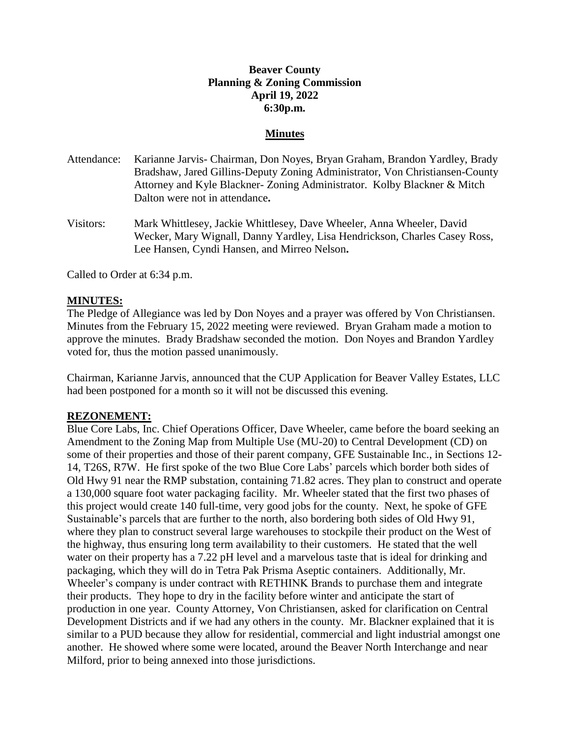**Beaver County**
**Planning & Zoning Commission**
**April 19, 2022**
**6:30p.m.**

## Minutes

Attendance: Karianne Jarvis- Chairman, Don Noyes, Bryan Graham, Brandon Yardley, Brady Bradshaw, Jared Gillins-Deputy Zoning Administrator, Von Christiansen-County Attorney and Kyle Blackner- Zoning Administrator. Kolby Blackner & Mitch Dalton were not in attendance**.**

Visitors: Mark Whittlesey, Jackie Whittlesey, Dave Wheeler, Anna Wheeler, David Wecker, Mary Wignall, Danny Yardley, Lisa Hendrickson, Charles Casey Ross, Lee Hansen, Cyndi Hansen, and Mirreo Nelson**.**

Called to Order at 6:34 p.m.

**MINUTES:**

The Pledge of Allegiance was led by Don Noyes and a prayer was offered by Von Christiansen. Minutes from the February 15, 2022 meeting were reviewed. Bryan Graham made a motion to approve the minutes. Brady Bradshaw seconded the motion. Don Noyes and Brandon Yardley voted for, thus the motion passed unanimously.

Chairman, Karianne Jarvis, announced that the CUP Application for Beaver Valley Estates, LLC had been postponed for a month so it will not be discussed this evening.

**REZONEMENT:**

Blue Core Labs, Inc. Chief Operations Officer, Dave Wheeler, came before the board seeking an Amendment to the Zoning Map from Multiple Use (MU-20) to Central Development (CD) on some of their properties and those of their parent company, GFE Sustainable Inc., in Sections 12-14, T26S, R7W. He first spoke of the two Blue Core Labs' parcels which border both sides of Old Hwy 91 near the RMP substation, containing 71.82 acres. They plan to construct and operate a 130,000 square foot water packaging facility. Mr. Wheeler stated that the first two phases of this project would create 140 full-time, very good jobs for the county. Next, he spoke of GFE Sustainable's parcels that are further to the north, also bordering both sides of Old Hwy 91, where they plan to construct several large warehouses to stockpile their product on the West of the highway, thus ensuring long term availability to their customers. He stated that the well water on their property has a 7.22 pH level and a marvelous taste that is ideal for drinking and packaging, which they will do in Tetra Pak Prisma Aseptic containers. Additionally, Mr. Wheeler's company is under contract with RETHINK Brands to purchase them and integrate their products. They hope to dry in the facility before winter and anticipate the start of production in one year. County Attorney, Von Christiansen, asked for clarification on Central Development Districts and if we had any others in the county. Mr. Blackner explained that it is similar to a PUD because they allow for residential, commercial and light industrial amongst one another. He showed where some were located, around the Beaver North Interchange and near Milford, prior to being annexed into those jurisdictions.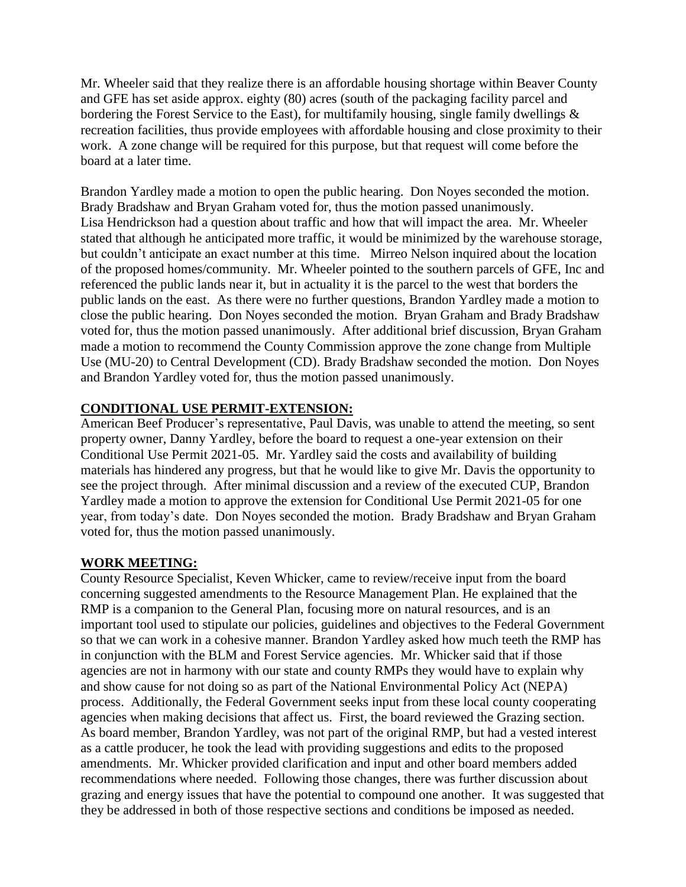Mr. Wheeler said that they realize there is an affordable housing shortage within Beaver County and GFE has set aside approx. eighty (80) acres (south of the packaging facility parcel and bordering the Forest Service to the East), for multifamily housing, single family dwellings & recreation facilities, thus provide employees with affordable housing and close proximity to their work. A zone change will be required for this purpose, but that request will come before the board at a later time.

Brandon Yardley made a motion to open the public hearing. Don Noyes seconded the motion. Brady Bradshaw and Bryan Graham voted for, thus the motion passed unanimously. Lisa Hendrickson had a question about traffic and how that will impact the area. Mr. Wheeler stated that although he anticipated more traffic, it would be minimized by the warehouse storage, but couldn't anticipate an exact number at this time. Mirreo Nelson inquired about the location of the proposed homes/community. Mr. Wheeler pointed to the southern parcels of GFE, Inc and referenced the public lands near it, but in actuality it is the parcel to the west that borders the public lands on the east. As there were no further questions, Brandon Yardley made a motion to close the public hearing. Don Noyes seconded the motion. Bryan Graham and Brady Bradshaw voted for, thus the motion passed unanimously. After additional brief discussion, Bryan Graham made a motion to recommend the County Commission approve the zone change from Multiple Use (MU-20) to Central Development (CD). Brady Bradshaw seconded the motion. Don Noyes and Brandon Yardley voted for, thus the motion passed unanimously.

**CONDITIONAL USE PERMIT-EXTENSION:**

American Beef Producer's representative, Paul Davis, was unable to attend the meeting, so sent property owner, Danny Yardley, before the board to request a one-year extension on their Conditional Use Permit 2021-05. Mr. Yardley said the costs and availability of building materials has hindered any progress, but that he would like to give Mr. Davis the opportunity to see the project through. After minimal discussion and a review of the executed CUP, Brandon Yardley made a motion to approve the extension for Conditional Use Permit 2021-05 for one year, from today's date. Don Noyes seconded the motion. Brady Bradshaw and Bryan Graham voted for, thus the motion passed unanimously.

**WORK MEETING:**

County Resource Specialist, Keven Whicker, came to review/receive input from the board concerning suggested amendments to the Resource Management Plan. He explained that the RMP is a companion to the General Plan, focusing more on natural resources, and is an important tool used to stipulate our policies, guidelines and objectives to the Federal Government so that we can work in a cohesive manner. Brandon Yardley asked how much teeth the RMP has in conjunction with the BLM and Forest Service agencies. Mr. Whicker said that if those agencies are not in harmony with our state and county RMPs they would have to explain why and show cause for not doing so as part of the National Environmental Policy Act (NEPA) process. Additionally, the Federal Government seeks input from these local county cooperating agencies when making decisions that affect us. First, the board reviewed the Grazing section. As board member, Brandon Yardley, was not part of the original RMP, but had a vested interest as a cattle producer, he took the lead with providing suggestions and edits to the proposed amendments. Mr. Whicker provided clarification and input and other board members added recommendations where needed. Following those changes, there was further discussion about grazing and energy issues that have the potential to compound one another. It was suggested that they be addressed in both of those respective sections and conditions be imposed as needed.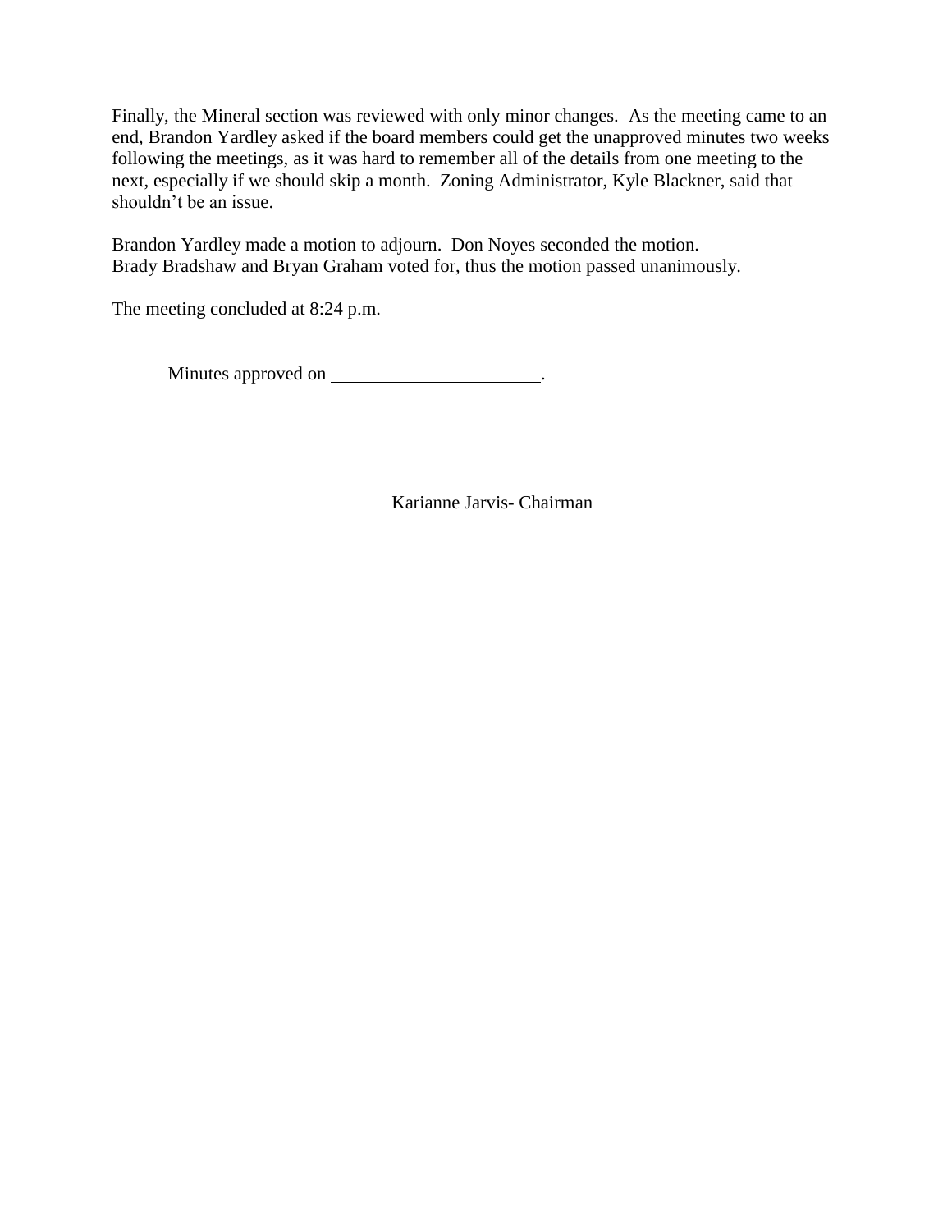Finally, the Mineral section was reviewed with only minor changes. As the meeting came to an end, Brandon Yardley asked if the board members could get the unapproved minutes two weeks following the meetings, as it was hard to remember all of the details from one meeting to the next, especially if we should skip a month. Zoning Administrator, Kyle Blackner, said that shouldn't be an issue.

Brandon Yardley made a motion to adjourn. Don Noyes seconded the motion.
Brady Bradshaw and Bryan Graham voted for, thus the motion passed unanimously.

The meeting concluded at 8:24 p.m.

Minutes approved on ______________________.

______________________
Karianne Jarvis- Chairman